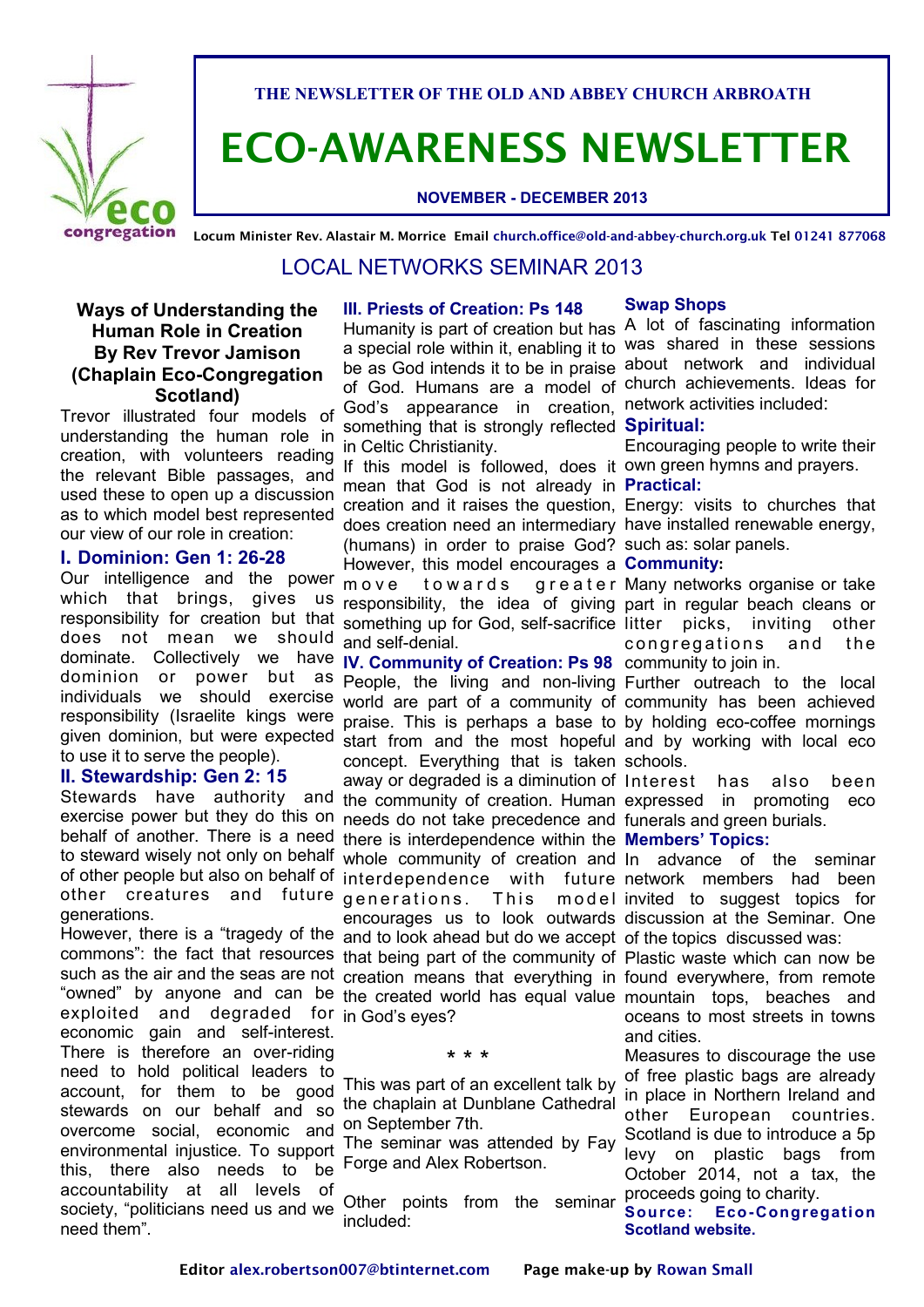THE NEWSLETTER OF THE OLD AND ABBEY CHURCH ARBROATH

# ECO-AWARENESS NEWSLETTER

**NOVEMBER - DECEMBER 2013**

Locum Minister Rev. Alastair M. Morrice Email church.office@old-and-abbey-church.org.uk Tel 01241 877068

## LOCAL NETWORKS SEMINAR 2013

### Ways of Understanding the Human Role in Creation By Rev Trevor Jamison (Chaplain Eco-Congregation Scotland)

Trevor illustrated four models of understanding the human role in creation, with volunteers reading the relevant Bible passages, and used these to open up a discussion as to which model best represented our view of our role in creation:

#### I. Dominion: Gen 1: 26-28

Our intelligence and the power which that brings, gives us responsibility for creation but that does not mean we should dominate. Collectively we have dominion or power but as individuals we should exercise responsibility (Israelite kings were given dominion, but were expected to use it to serve the people).

#### II. Stewardship: Gen 2: 15

Stewards have authority and exercise power but they do this on behalf of another. There is a need to steward wisely not only on behalf of other people but also on behalf of other creatures and future generations.

However, there is a "tragedy of the commons": the fact that resources such as the air and the seas are not "owned" by anyone and can be exploited and degraded for economic gain and self-interest. There is therefore an over-riding need to hold political leaders to account, for them to be good stewards on our behalf and so overcome social, economic and environmental injustice. To support this, there also needs to be accountability at all levels of society, "politicians need us and we need them".

#### III. Priests of Creation: Ps 148

Humanity is part of creation but has a special role within it, enabling it to be as God intends it to be in praise of God. Humans are a model of God's appearance in creation, something that is strongly reflected in Celtic Christianity.

If this model is followed, does it mean that God is not already in creation and it raises the question, does creation need an intermediary (humans) in order to praise God? However, this model encourages a move towards greater responsibility, the idea of giving something up for God, self-sacrifice and self-denial.

#### IV. Community of Creation: Ps 98

People, the living and non-living world are part of a community of praise. This is perhaps a base to start from and the most hopeful concept. Everything that is taken away or degraded is a diminution of the community of creation. Human needs do not take precedence and there is interdependence within the whole community of creation and interdependence with future generations. This model encourages us to look outwards and to look ahead but do we accept that being part of the community of creation means that everything in the created world has equal value in God's eyes?

\* \* \*

This was part of an excellent talk by the chaplain at Dunblane Cathedral on September 7th.

The seminar was attended by Fay Forge and Alex Robertson.

Other points from the seminar included:

#### Swap Shops

A lot of fascinating information was shared in these sessions about network and individual church achievements. Ideas for network activities included:

**Spiritual:**

Encouraging people to write their own green hymns and prayers.

**Practical:**

Energy: visits to churches that have installed renewable energy, such as: solar panels.

**Community:**

Many networks organise or take part in regular beach cleans or litter picks, inviting other congregations and the community to join in.

Further outreach to the local community has been achieved by holding eco-coffee mornings and by working with local eco schools.

Interest has also been expressed in promoting eco funerals and green burials.

#### Members' Topics:

In advance of the seminar network members had been invited to suggest topics for discussion at the Seminar. One of the topics discussed was:

Plastic waste which can now be found everywhere, from remote mountain tops, beaches and oceans to most streets in towns and cities.

Measures to discourage the use of free plastic bags are already in place in Northern Ireland and other European countries. Scotland is due to introduce a 5p levy on plastic bags from October 2014, not a tax, the proceeds going to charity.

**Source: Eco-Congregation Scotland website.**

Editor alex.robertson007@btinternet.com Page make-up by Rowan Small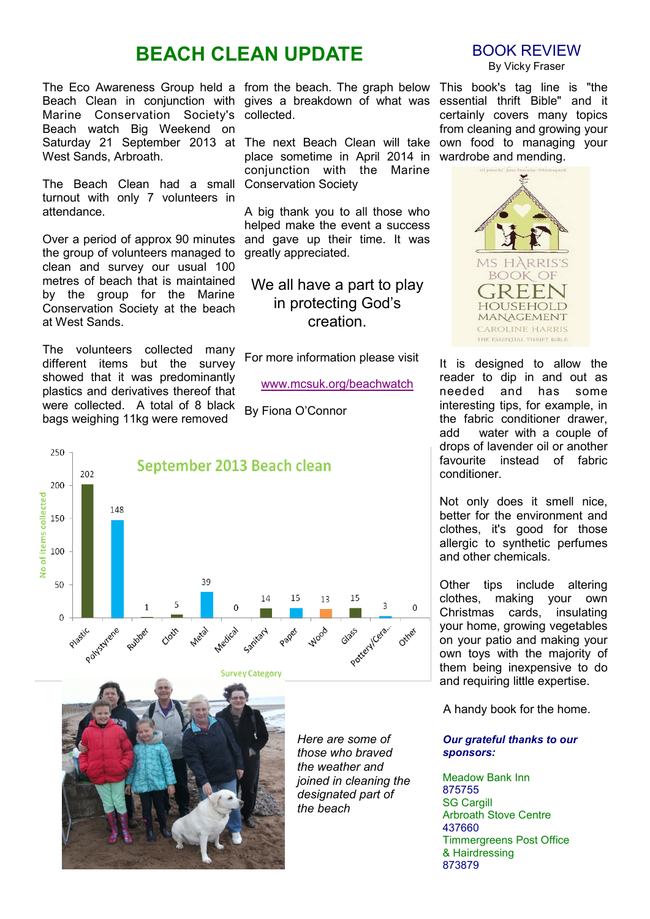# BEACH CLEAN UPDATE

The Eco Awareness Group held a Beach Clean in conjunction with Marine Conservation Society's Beach watch Big Weekend on Saturday 21 September 2013 at West Sands, Arbroath.

The Beach Clean had a small turnout with only 7 volunteers in attendance.

Over a period of approx 90 minutes the group of volunteers managed to clean and survey our usual 100 metres of beach that is maintained by the group for the Marine Conservation Society at the beach at West Sands.

The volunteers collected many different items but the survey showed that it was predominantly plastics and derivatives thereof that were collected. A total of 8 black bags weighing 11kg were removed from the beach. The graph below gives a breakdown of what was collected.

The next Beach Clean will take place sometime in April 2014 in conjunction with the Marine Conservation Society

A big thank you to all those who helped make the event a success and gave up their time. It was greatly appreciated.

We all have a part to play in protecting God's creation.

For more information please visit

www.mcsuk.org/beachwatch

By Fiona O'Connor

September 2013 Beach clean

No of items collected

Survey Category

Plastic 202
Polystyrene 148
Rubber 1
Cloth 5
Metal 39
Medical 0
Sanitary 14
Paper 15
Wood 13
Glass 15
Pottery/Cera... 3
Other 0

0, 50, 100, 150, 200, 250

*Here are some of those who braved the weather and joined in cleaning the designated part of the beach*

## BOOK REVIEW

By Vicky Fraser

This book's tag line is "the essential thrift Bible" and it certainly covers many topics from cleaning and growing your own food to managing your wardrobe and mending.

It is designed to allow the reader to dip in and out as needed and has some interesting tips, for example, in the fabric conditioner drawer, add water with a couple of drops of lavender oil or another favourite instead of fabric conditioner.

Not only does it smell nice, better for the environment and clothes, it's good for those allergic to synthetic perfumes and other chemicals.

Other tips include altering clothes, making your own Christmas cards, insulating your home, growing vegetables on your patio and making your own toys with the majority of them being inexpensive to do and requiring little expertise.

A handy book for the home.

***Our grateful thanks to our sponsors:***

Meadow Bank Inn
875755
SG Cargill
Arbroath Stove Centre
437660
Timmergreens Post Office & Hairdressing
873879